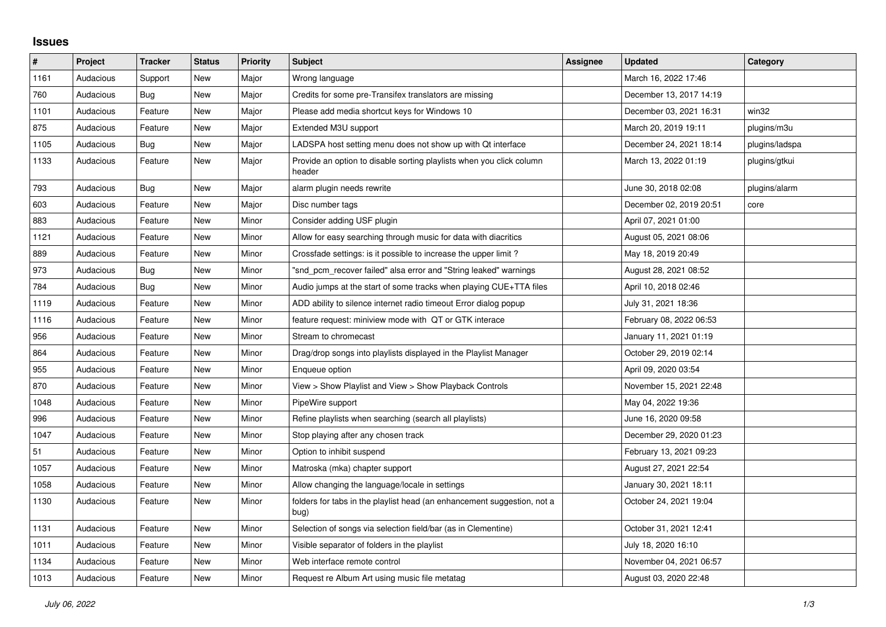## Issues

| # | Project | Tracker | Status | Priority | Subject | Assignee | Updated | Category |
|---|---|---|---|---|---|---|---|---|
| 1161 | Audacious | Support | New | Major | Wrong language | | March 16, 2022 17:46 | |
| 760 | Audacious | Bug | New | Major | Credits for some pre-Transifex translators are missing | | December 13, 2017 14:19 | |
| 1101 | Audacious | Feature | New | Major | Please add media shortcut keys for Windows 10 | | December 03, 2021 16:31 | win32 |
| 875 | Audacious | Feature | New | Major | Extended M3U support | | March 20, 2019 19:11 | plugins/m3u |
| 1105 | Audacious | Bug | New | Major | LADSPA host setting menu does not show up with Qt interface | | December 24, 2021 18:14 | plugins/ladspa |
| 1133 | Audacious | Feature | New | Major | Provide an option to disable sorting playlists when you click column header | | March 13, 2022 01:19 | plugins/gtkui |
| 793 | Audacious | Bug | New | Major | alarm plugin needs rewrite | | June 30, 2018 02:08 | plugins/alarm |
| 603 | Audacious | Feature | New | Major | Disc number tags | | December 02, 2019 20:51 | core |
| 883 | Audacious | Feature | New | Minor | Consider adding USF plugin | | April 07, 2021 01:00 | |
| 1121 | Audacious | Feature | New | Minor | Allow for easy searching through music for data with diacritics | | August 05, 2021 08:06 | |
| 889 | Audacious | Feature | New | Minor | Crossfade settings: is it possible to increase the upper limit ? | | May 18, 2019 20:49 | |
| 973 | Audacious | Bug | New | Minor | "snd_pcm_recover failed" alsa error and "String leaked" warnings | | August 28, 2021 08:52 | |
| 784 | Audacious | Bug | New | Minor | Audio jumps at the start of some tracks when playing CUE+TTA files | | April 10, 2018 02:46 | |
| 1119 | Audacious | Feature | New | Minor | ADD ability to silence internet radio timeout Error dialog popup | | July 31, 2021 18:36 | |
| 1116 | Audacious | Feature | New | Minor | feature request: miniview mode with QT or GTK interace | | February 08, 2022 06:53 | |
| 956 | Audacious | Feature | New | Minor | Stream to chromecast | | January 11, 2021 01:19 | |
| 864 | Audacious | Feature | New | Minor | Drag/drop songs into playlists displayed in the Playlist Manager | | October 29, 2019 02:14 | |
| 955 | Audacious | Feature | New | Minor | Enqueue option | | April 09, 2020 03:54 | |
| 870 | Audacious | Feature | New | Minor | View > Show Playlist and View > Show Playback Controls | | November 15, 2021 22:48 | |
| 1048 | Audacious | Feature | New | Minor | PipeWire support | | May 04, 2022 19:36 | |
| 996 | Audacious | Feature | New | Minor | Refine playlists when searching (search all playlists) | | June 16, 2020 09:58 | |
| 1047 | Audacious | Feature | New | Minor | Stop playing after any chosen track | | December 29, 2020 01:23 | |
| 51 | Audacious | Feature | New | Minor | Option to inhibit suspend | | February 13, 2021 09:23 | |
| 1057 | Audacious | Feature | New | Minor | Matroska (mka) chapter support | | August 27, 2021 22:54 | |
| 1058 | Audacious | Feature | New | Minor | Allow changing the language/locale in settings | | January 30, 2021 18:11 | |
| 1130 | Audacious | Feature | New | Minor | folders for tabs in the playlist head (an enhancement suggestion, not a bug) | | October 24, 2021 19:04 | |
| 1131 | Audacious | Feature | New | Minor | Selection of songs via selection field/bar (as in Clementine) | | October 31, 2021 12:41 | |
| 1011 | Audacious | Feature | New | Minor | Visible separator of folders in the playlist | | July 18, 2020 16:10 | |
| 1134 | Audacious | Feature | New | Minor | Web interface remote control | | November 04, 2021 06:57 | |
| 1013 | Audacious | Feature | New | Minor | Request re Album Art using music file metatag | | August 03, 2020 22:48 | |

*July 06, 2022*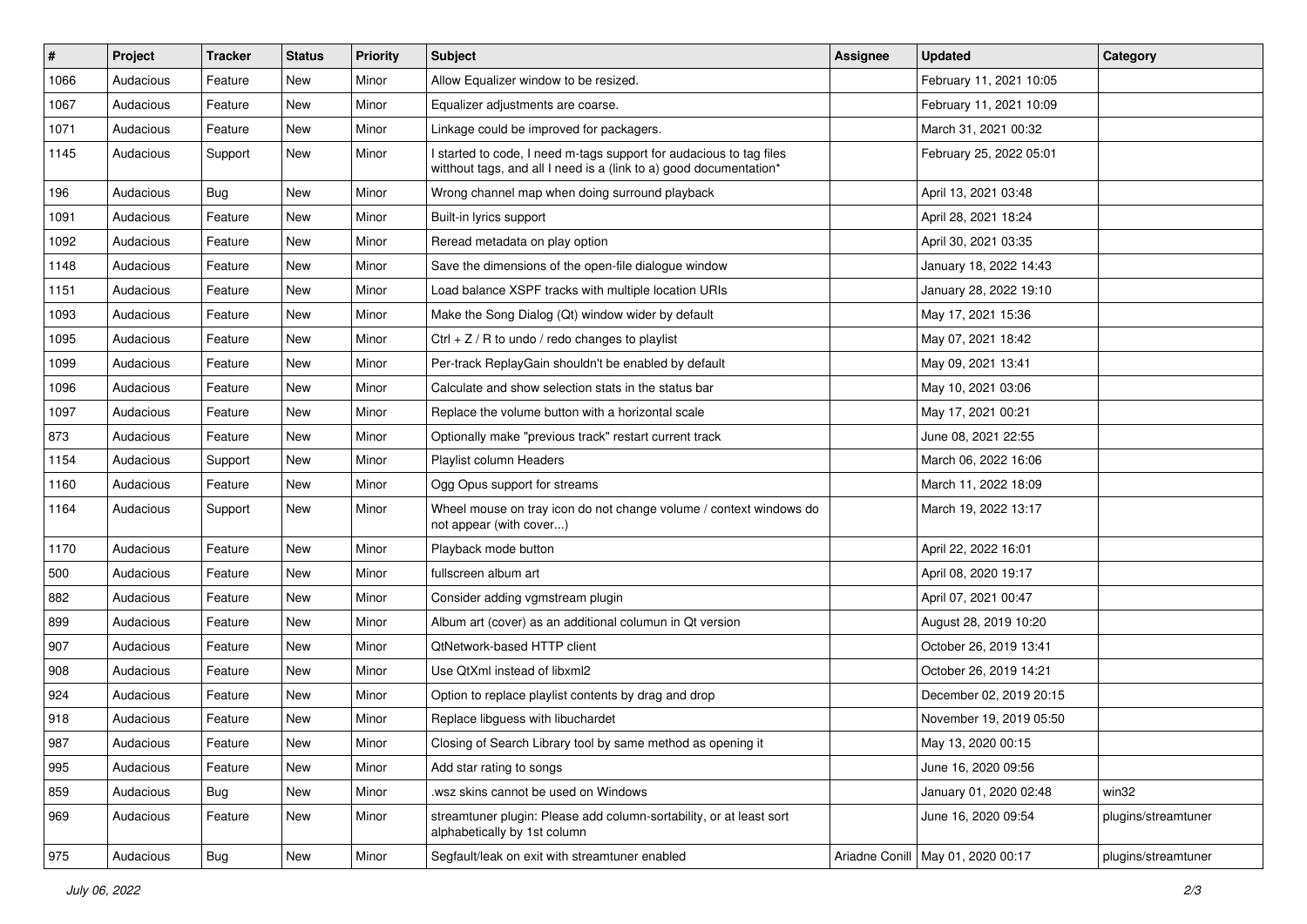| # | Project | Tracker | Status | Priority | Subject | Assignee | Updated | Category |
|---|---|---|---|---|---|---|---|---|
| 1066 | Audacious | Feature | New | Minor | Allow Equalizer window to be resized. | | February 11, 2021 10:05 | |
| 1067 | Audacious | Feature | New | Minor | Equalizer adjustments are coarse. | | February 11, 2021 10:09 | |
| 1071 | Audacious | Feature | New | Minor | Linkage could be improved for packagers. | | March 31, 2021 00:32 | |
| 1145 | Audacious | Support | New | Minor | I started to code, I need m-tags support for audacious to tag files witthout tags, and all I need is a (link to a) good documentation* | | February 25, 2022 05:01 | |
| 196 | Audacious | Bug | New | Minor | Wrong channel map when doing surround playback | | April 13, 2021 03:48 | |
| 1091 | Audacious | Feature | New | Minor | Built-in lyrics support | | April 28, 2021 18:24 | |
| 1092 | Audacious | Feature | New | Minor | Reread metadata on play option | | April 30, 2021 03:35 | |
| 1148 | Audacious | Feature | New | Minor | Save the dimensions of the open-file dialogue window | | January 18, 2022 14:43 | |
| 1151 | Audacious | Feature | New | Minor | Load balance XSPF tracks with multiple location URIs | | January 28, 2022 19:10 | |
| 1093 | Audacious | Feature | New | Minor | Make the Song Dialog (Qt) window wider by default | | May 17, 2021 15:36 | |
| 1095 | Audacious | Feature | New | Minor | Ctrl + Z / R to undo / redo changes to playlist | | May 07, 2021 18:42 | |
| 1099 | Audacious | Feature | New | Minor | Per-track ReplayGain shouldn't be enabled by default | | May 09, 2021 13:41 | |
| 1096 | Audacious | Feature | New | Minor | Calculate and show selection stats in the status bar | | May 10, 2021 03:06 | |
| 1097 | Audacious | Feature | New | Minor | Replace the volume button with a horizontal scale | | May 17, 2021 00:21 | |
| 873 | Audacious | Feature | New | Minor | Optionally make "previous track" restart current track | | June 08, 2021 22:55 | |
| 1154 | Audacious | Support | New | Minor | Playlist column Headers | | March 06, 2022 16:06 | |
| 1160 | Audacious | Feature | New | Minor | Ogg Opus support for streams | | March 11, 2022 18:09 | |
| 1164 | Audacious | Support | New | Minor | Wheel mouse on tray icon do not change volume / context windows do not appear (with cover...) | | March 19, 2022 13:17 | |
| 1170 | Audacious | Feature | New | Minor | Playback mode button | | April 22, 2022 16:01 | |
| 500 | Audacious | Feature | New | Minor | fullscreen album art | | April 08, 2020 19:17 | |
| 882 | Audacious | Feature | New | Minor | Consider adding vgmstream plugin | | April 07, 2021 00:47 | |
| 899 | Audacious | Feature | New | Minor | Album art (cover) as an additional columun in Qt version | | August 28, 2019 10:20 | |
| 907 | Audacious | Feature | New | Minor | QtNetwork-based HTTP client | | October 26, 2019 13:41 | |
| 908 | Audacious | Feature | New | Minor | Use QtXml instead of libxml2 | | October 26, 2019 14:21 | |
| 924 | Audacious | Feature | New | Minor | Option to replace playlist contents by drag and drop | | December 02, 2019 20:15 | |
| 918 | Audacious | Feature | New | Minor | Replace libguess with libuchardet | | November 19, 2019 05:50 | |
| 987 | Audacious | Feature | New | Minor | Closing of Search Library tool by same method as opening it | | May 13, 2020 00:15 | |
| 995 | Audacious | Feature | New | Minor | Add star rating to songs | | June 16, 2020 09:56 | |
| 859 | Audacious | Bug | New | Minor | .wsz skins cannot be used on Windows | | January 01, 2020 02:48 | win32 |
| 969 | Audacious | Feature | New | Minor | streamtuner plugin: Please add column-sortability, or at least sort alphabetically by 1st column | | June 16, 2020 09:54 | plugins/streamtuner |
| 975 | Audacious | Bug | New | Minor | Segfault/leak on exit with streamtuner enabled | Ariadne Conill | May 01, 2020 00:17 | plugins/streamtuner |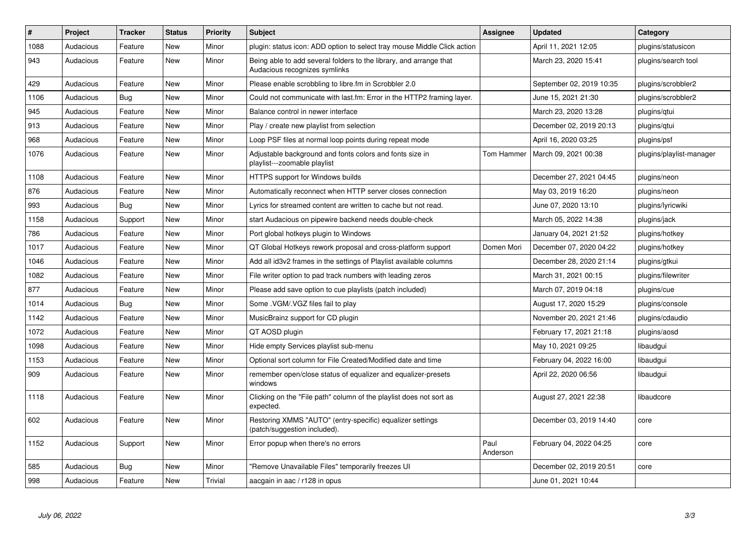| # | Project | Tracker | Status | Priority | Subject | Assignee | Updated | Category |
|---|---|---|---|---|---|---|---|---|
| 1088 | Audacious | Feature | New | Minor | plugin: status icon: ADD option to select tray mouse Middle Click action | | April 11, 2021 12:05 | plugins/statusicon |
| 943 | Audacious | Feature | New | Minor | Being able to add several folders to the library, and arrange that Audacious recognizes symlinks | | March 23, 2020 15:41 | plugins/search tool |
| 429 | Audacious | Feature | New | Minor | Please enable scrobbling to libre.fm in Scrobbler 2.0 | | September 02, 2019 10:35 | plugins/scrobbler2 |
| 1106 | Audacious | Bug | New | Minor | Could not communicate with last.fm: Error in the HTTP2 framing layer. | | June 15, 2021 21:30 | plugins/scrobbler2 |
| 945 | Audacious | Feature | New | Minor | Balance control in newer interface | | March 23, 2020 13:28 | plugins/qtui |
| 913 | Audacious | Feature | New | Minor | Play / create new playlist from selection | | December 02, 2019 20:13 | plugins/qtui |
| 968 | Audacious | Feature | New | Minor | Loop PSF files at normal loop points during repeat mode | | April 16, 2020 03:25 | plugins/psf |
| 1076 | Audacious | Feature | New | Minor | Adjustable background and fonts colors and fonts size in playlist---zoomable playlist | Tom Hammer | March 09, 2021 00:38 | plugins/playlist-manager |
| 1108 | Audacious | Feature | New | Minor | HTTPS support for Windows builds | | December 27, 2021 04:45 | plugins/neon |
| 876 | Audacious | Feature | New | Minor | Automatically reconnect when HTTP server closes connection | | May 03, 2019 16:20 | plugins/neon |
| 993 | Audacious | Bug | New | Minor | Lyrics for streamed content are written to cache but not read. | | June 07, 2020 13:10 | plugins/lyricwiki |
| 1158 | Audacious | Support | New | Minor | start Audacious on pipewire backend needs double-check | | March 05, 2022 14:38 | plugins/jack |
| 786 | Audacious | Feature | New | Minor | Port global hotkeys plugin to Windows | | January 04, 2021 21:52 | plugins/hotkey |
| 1017 | Audacious | Feature | New | Minor | QT Global Hotkeys rework proposal and cross-platform support | Domen Mori | December 07, 2020 04:22 | plugins/hotkey |
| 1046 | Audacious | Feature | New | Minor | Add all id3v2 frames in the settings of Playlist available columns | | December 28, 2020 21:14 | plugins/gtkui |
| 1082 | Audacious | Feature | New | Minor | File writer option to pad track numbers with leading zeros | | March 31, 2021 00:15 | plugins/filewriter |
| 877 | Audacious | Feature | New | Minor | Please add save option to cue playlists (patch included) | | March 07, 2019 04:18 | plugins/cue |
| 1014 | Audacious | Bug | New | Minor | Some .VGM/.VGZ files fail to play | | August 17, 2020 15:29 | plugins/console |
| 1142 | Audacious | Feature | New | Minor | MusicBrainz support for CD plugin | | November 20, 2021 21:46 | plugins/cdaudio |
| 1072 | Audacious | Feature | New | Minor | QT AOSD plugin | | February 17, 2021 21:18 | plugins/aosd |
| 1098 | Audacious | Feature | New | Minor | Hide empty Services playlist sub-menu | | May 10, 2021 09:25 | libaudgui |
| 1153 | Audacious | Feature | New | Minor | Optional sort column for File Created/Modified date and time | | February 04, 2022 16:00 | libaudgui |
| 909 | Audacious | Feature | New | Minor | remember open/close status of equalizer and equalizer-presets windows | | April 22, 2020 06:56 | libaudgui |
| 1118 | Audacious | Feature | New | Minor | Clicking on the "File path" column of the playlist does not sort as expected. | | August 27, 2021 22:38 | libaudcore |
| 602 | Audacious | Feature | New | Minor | Restoring XMMS "AUTO" (entry-specific) equalizer settings (patch/suggestion included). | | December 03, 2019 14:40 | core |
| 1152 | Audacious | Support | New | Minor | Error popup when there's no errors | Paul Anderson | February 04, 2022 04:25 | core |
| 585 | Audacious | Bug | New | Minor | "Remove Unavailable Files" temporarily freezes UI | | December 02, 2019 20:51 | core |
| 998 | Audacious | Feature | New | Trivial | aacgain in aac / r128 in opus | | June 01, 2021 10:44 | |

*July 06, 2022*